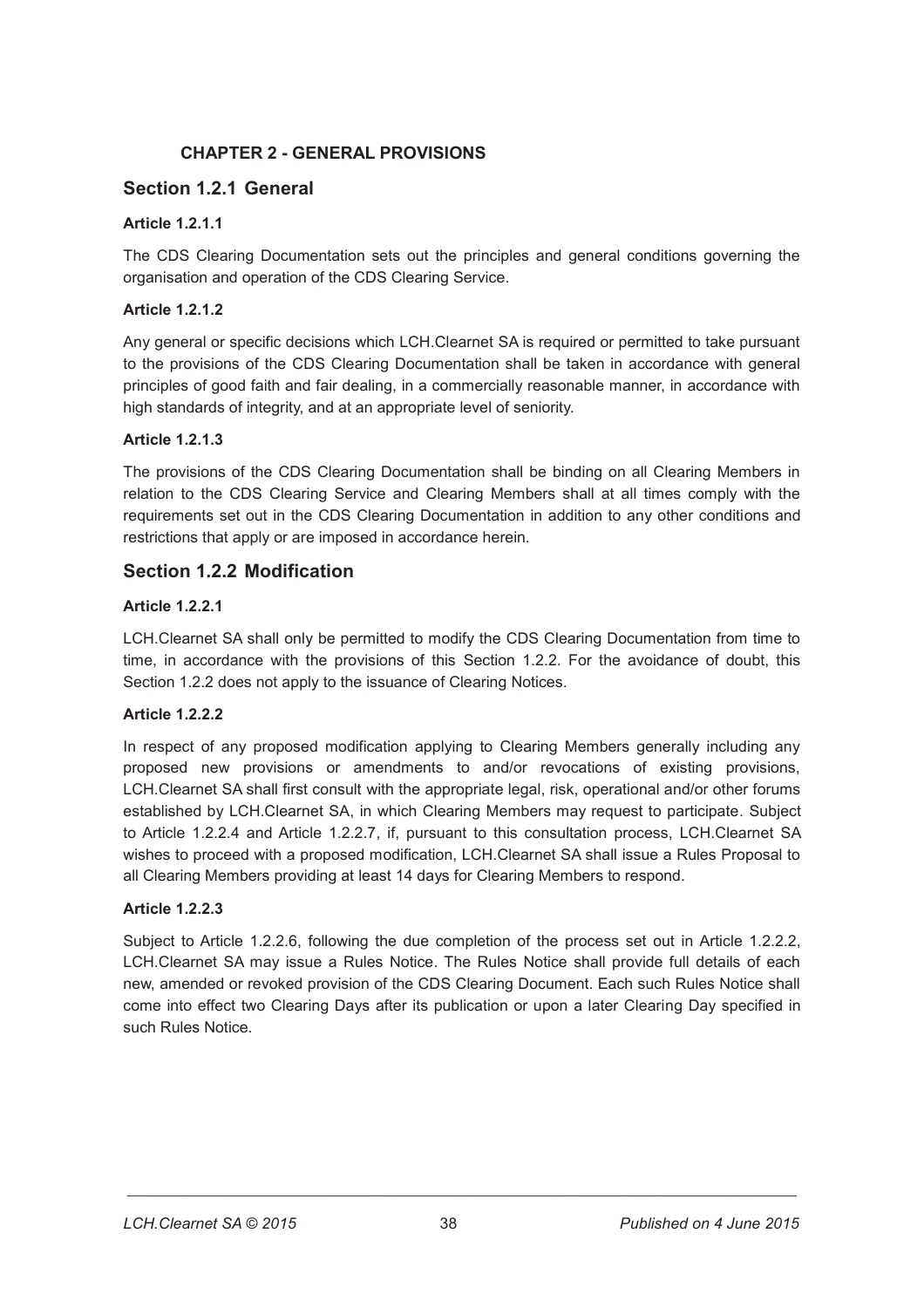# CHAPTER 2 - GENERAL PROVISIONS

## Section 1.2.1 General

### Article 1.2.1.1

The CDS Clearing Documentation sets out the principles and general conditions governing the organisation and operation of the CDS Clearing Service.

### Article 1.2.1.2

Any general or specific decisions which LCH.Clearnet SA is required or permitted to take pursuant to the provisions of the CDS Clearing Documentation shall be taken in accordance with general principles of good faith and fair dealing, in a commercially reasonable manner, in accordance with high standards of integrity, and at an appropriate level of seniority.

### Article 1.2.1.3

The provisions of the CDS Clearing Documentation shall be binding on all Clearing Members in relation to the CDS Clearing Service and Clearing Members shall at all times comply with the requirements set out in the CDS Clearing Documentation in addition to any other conditions and restrictions that apply or are imposed in accordance herein.

## Section 1.2.2 Modification

### Article 1.2.2.1

LCH.Clearnet SA shall only be permitted to modify the CDS Clearing Documentation from time to time, in accordance with the provisions of this Section 1.2.2. For the avoidance of doubt, this Section 1.2.2 does not apply to the issuance of Clearing Notices.

### Article 1.2.2.2

In respect of any proposed modification applying to Clearing Members generally including any proposed new provisions or amendments to and/or revocations of existing provisions, LCH.Clearnet SA shall first consult with the appropriate legal, risk, operational and/or other forums established by LCH.Clearnet SA, in which Clearing Members may request to participate. Subject to Article 1.2.2.4 and Article 1.2.2.7, if, pursuant to this consultation process, LCH.Clearnet SA wishes to proceed with a proposed modification, LCH.Clearnet SA shall issue a Rules Proposal to all Clearing Members providing at least 14 days for Clearing Members to respond.

### Article 1.2.2.3

Subject to Article 1.2.2.6, following the due completion of the process set out in Article 1.2.2.2, LCH.Clearnet SA may issue a Rules Notice. The Rules Notice shall provide full details of each new, amended or revoked provision of the CDS Clearing Document. Each such Rules Notice shall come into effect two Clearing Days after its publication or upon a later Clearing Day specified in such Rules Notice.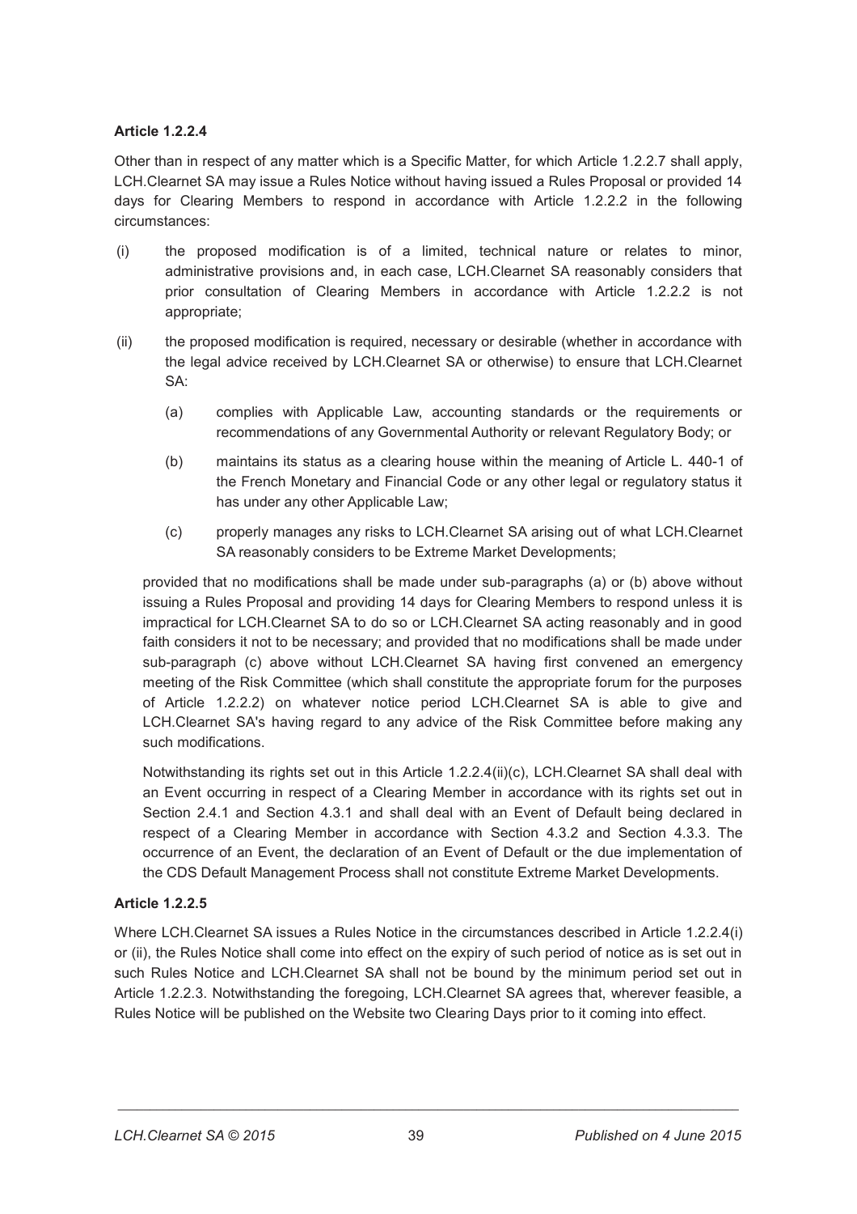**Article 1.2.2.4**

Other than in respect of any matter which is a Specific Matter, for which Article 1.2.2.7 shall apply, LCH.Clearnet SA may issue a Rules Notice without having issued a Rules Proposal or provided 14 days for Clearing Members to respond in accordance with Article 1.2.2.2 in the following circumstances:

(i) the proposed modification is of a limited, technical nature or relates to minor, administrative provisions and, in each case, LCH.Clearnet SA reasonably considers that prior consultation of Clearing Members in accordance with Article 1.2.2.2 is not appropriate;

(ii) the proposed modification is required, necessary or desirable (whether in accordance with the legal advice received by LCH.Clearnet SA or otherwise) to ensure that LCH.Clearnet SA:

    (a) complies with Applicable Law, accounting standards or the requirements or recommendations of any Governmental Authority or relevant Regulatory Body; or

    (b) maintains its status as a clearing house within the meaning of Article L. 440-1 of the French Monetary and Financial Code or any other legal or regulatory status it has under any other Applicable Law;

    (c) properly manages any risks to LCH.Clearnet SA arising out of what LCH.Clearnet SA reasonably considers to be Extreme Market Developments;

provided that no modifications shall be made under sub-paragraphs (a) or (b) above without issuing a Rules Proposal and providing 14 days for Clearing Members to respond unless it is impractical for LCH.Clearnet SA to do so or LCH.Clearnet SA acting reasonably and in good faith considers it not to be necessary; and provided that no modifications shall be made under sub-paragraph (c) above without LCH.Clearnet SA having first convened an emergency meeting of the Risk Committee (which shall constitute the appropriate forum for the purposes of Article 1.2.2.2) on whatever notice period LCH.Clearnet SA is able to give and LCH.Clearnet SA's having regard to any advice of the Risk Committee before making any such modifications.

Notwithstanding its rights set out in this Article 1.2.2.4(ii)(c), LCH.Clearnet SA shall deal with an Event occurring in respect of a Clearing Member in accordance with its rights set out in Section 2.4.1 and Section 4.3.1 and shall deal with an Event of Default being declared in respect of a Clearing Member in accordance with Section 4.3.2 and Section 4.3.3. The occurrence of an Event, the declaration of an Event of Default or the due implementation of the CDS Default Management Process shall not constitute Extreme Market Developments.

**Article 1.2.2.5**

Where LCH.Clearnet SA issues a Rules Notice in the circumstances described in Article 1.2.2.4(i) or (ii), the Rules Notice shall come into effect on the expiry of such period of notice as is set out in such Rules Notice and LCH.Clearnet SA shall not be bound by the minimum period set out in Article 1.2.2.3. Notwithstanding the foregoing, LCH.Clearnet SA agrees that, wherever feasible, a Rules Notice will be published on the Website two Clearing Days prior to it coming into effect.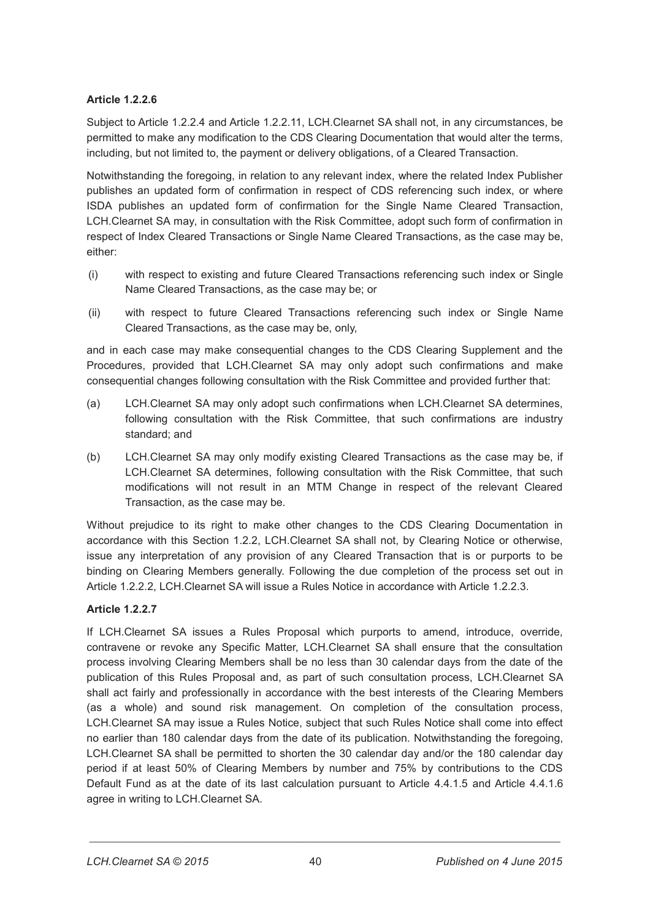**Article 1.2.2.6**

Subject to Article 1.2.2.4 and Article 1.2.2.11, LCH.Clearnet SA shall not, in any circumstances, be permitted to make any modification to the CDS Clearing Documentation that would alter the terms, including, but not limited to, the payment or delivery obligations, of a Cleared Transaction.

Notwithstanding the foregoing, in relation to any relevant index, where the related Index Publisher publishes an updated form of confirmation in respect of CDS referencing such index, or where ISDA publishes an updated form of confirmation for the Single Name Cleared Transaction, LCH.Clearnet SA may, in consultation with the Risk Committee, adopt such form of confirmation in respect of Index Cleared Transactions or Single Name Cleared Transactions, as the case may be, either:

(i) with respect to existing and future Cleared Transactions referencing such index or Single Name Cleared Transactions, as the case may be; or

(ii) with respect to future Cleared Transactions referencing such index or Single Name Cleared Transactions, as the case may be, only,

and in each case may make consequential changes to the CDS Clearing Supplement and the Procedures, provided that LCH.Clearnet SA may only adopt such confirmations and make consequential changes following consultation with the Risk Committee and provided further that:

(a) LCH.Clearnet SA may only adopt such confirmations when LCH.Clearnet SA determines, following consultation with the Risk Committee, that such confirmations are industry standard; and

(b) LCH.Clearnet SA may only modify existing Cleared Transactions as the case may be, if LCH.Clearnet SA determines, following consultation with the Risk Committee, that such modifications will not result in an MTM Change in respect of the relevant Cleared Transaction, as the case may be.

Without prejudice to its right to make other changes to the CDS Clearing Documentation in accordance with this Section 1.2.2, LCH.Clearnet SA shall not, by Clearing Notice or otherwise, issue any interpretation of any provision of any Cleared Transaction that is or purports to be binding on Clearing Members generally. Following the due completion of the process set out in Article 1.2.2.2, LCH.Clearnet SA will issue a Rules Notice in accordance with Article 1.2.2.3.

**Article 1.2.2.7**

If LCH.Clearnet SA issues a Rules Proposal which purports to amend, introduce, override, contravene or revoke any Specific Matter, LCH.Clearnet SA shall ensure that the consultation process involving Clearing Members shall be no less than 30 calendar days from the date of the publication of this Rules Proposal and, as part of such consultation process, LCH.Clearnet SA shall act fairly and professionally in accordance with the best interests of the Clearing Members (as a whole) and sound risk management. On completion of the consultation process, LCH.Clearnet SA may issue a Rules Notice, subject that such Rules Notice shall come into effect no earlier than 180 calendar days from the date of its publication. Notwithstanding the foregoing, LCH.Clearnet SA shall be permitted to shorten the 30 calendar day and/or the 180 calendar day period if at least 50% of Clearing Members by number and 75% by contributions to the CDS Default Fund as at the date of its last calculation pursuant to Article 4.4.1.5 and Article 4.4.1.6 agree in writing to LCH.Clearnet SA.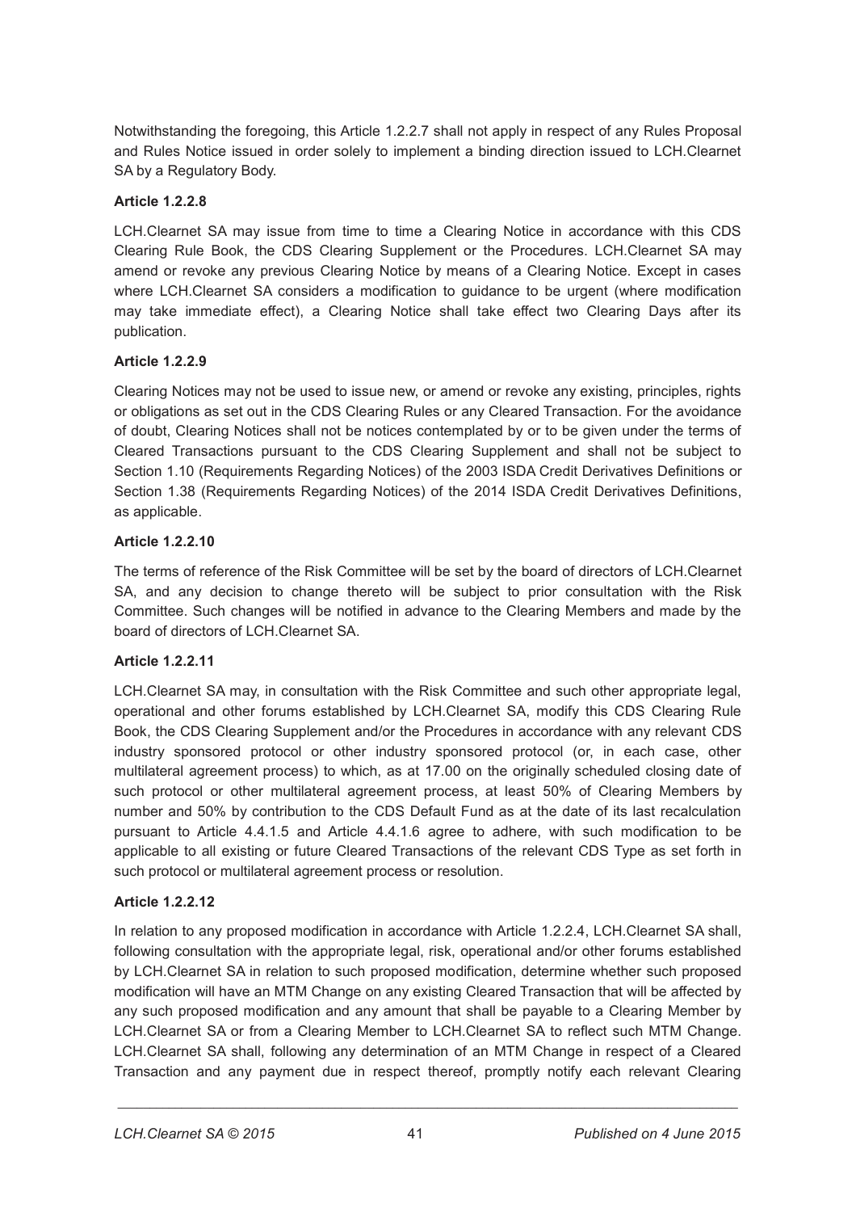Notwithstanding the foregoing, this Article 1.2.2.7 shall not apply in respect of any Rules Proposal and Rules Notice issued in order solely to implement a binding direction issued to LCH.Clearnet SA by a Regulatory Body.

**Article 1.2.2.8**

LCH.Clearnet SA may issue from time to time a Clearing Notice in accordance with this CDS Clearing Rule Book, the CDS Clearing Supplement or the Procedures. LCH.Clearnet SA may amend or revoke any previous Clearing Notice by means of a Clearing Notice. Except in cases where LCH.Clearnet SA considers a modification to guidance to be urgent (where modification may take immediate effect), a Clearing Notice shall take effect two Clearing Days after its publication.

**Article 1.2.2.9**

Clearing Notices may not be used to issue new, or amend or revoke any existing, principles, rights or obligations as set out in the CDS Clearing Rules or any Cleared Transaction. For the avoidance of doubt, Clearing Notices shall not be notices contemplated by or to be given under the terms of Cleared Transactions pursuant to the CDS Clearing Supplement and shall not be subject to Section 1.10 (Requirements Regarding Notices) of the 2003 ISDA Credit Derivatives Definitions or Section 1.38 (Requirements Regarding Notices) of the 2014 ISDA Credit Derivatives Definitions, as applicable.

**Article 1.2.2.10**

The terms of reference of the Risk Committee will be set by the board of directors of LCH.Clearnet SA, and any decision to change thereto will be subject to prior consultation with the Risk Committee. Such changes will be notified in advance to the Clearing Members and made by the board of directors of LCH.Clearnet SA.

**Article 1.2.2.11**

LCH.Clearnet SA may, in consultation with the Risk Committee and such other appropriate legal, operational and other forums established by LCH.Clearnet SA, modify this CDS Clearing Rule Book, the CDS Clearing Supplement and/or the Procedures in accordance with any relevant CDS industry sponsored protocol or other industry sponsored protocol (or, in each case, other multilateral agreement process) to which, as at 17.00 on the originally scheduled closing date of such protocol or other multilateral agreement process, at least 50% of Clearing Members by number and 50% by contribution to the CDS Default Fund as at the date of its last recalculation pursuant to Article 4.4.1.5 and Article 4.4.1.6 agree to adhere, with such modification to be applicable to all existing or future Cleared Transactions of the relevant CDS Type as set forth in such protocol or multilateral agreement process or resolution.

**Article 1.2.2.12**

In relation to any proposed modification in accordance with Article 1.2.2.4, LCH.Clearnet SA shall, following consultation with the appropriate legal, risk, operational and/or other forums established by LCH.Clearnet SA in relation to such proposed modification, determine whether such proposed modification will have an MTM Change on any existing Cleared Transaction that will be affected by any such proposed modification and any amount that shall be payable to a Clearing Member by LCH.Clearnet SA or from a Clearing Member to LCH.Clearnet SA to reflect such MTM Change. LCH.Clearnet SA shall, following any determination of an MTM Change in respect of a Cleared Transaction and any payment due in respect thereof, promptly notify each relevant Clearing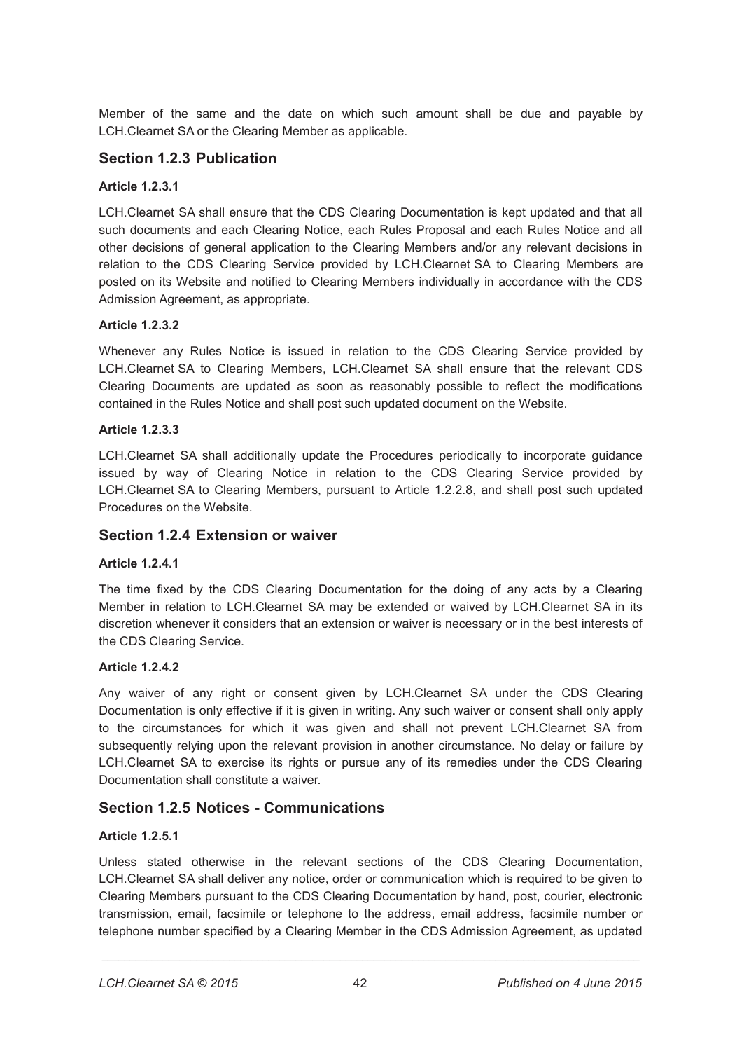Member of the same and the date on which such amount shall be due and payable by LCH.Clearnet SA or the Clearing Member as applicable.

## Section 1.2.3 Publication

#### Article 1.2.3.1

LCH.Clearnet SA shall ensure that the CDS Clearing Documentation is kept updated and that all such documents and each Clearing Notice, each Rules Proposal and each Rules Notice and all other decisions of general application to the Clearing Members and/or any relevant decisions in relation to the CDS Clearing Service provided by LCH.Clearnet SA to Clearing Members are posted on its Website and notified to Clearing Members individually in accordance with the CDS Admission Agreement, as appropriate.

#### Article 1.2.3.2

Whenever any Rules Notice is issued in relation to the CDS Clearing Service provided by LCH.Clearnet SA to Clearing Members, LCH.Clearnet SA shall ensure that the relevant CDS Clearing Documents are updated as soon as reasonably possible to reflect the modifications contained in the Rules Notice and shall post such updated document on the Website.

#### Article 1.2.3.3

LCH.Clearnet SA shall additionally update the Procedures periodically to incorporate guidance issued by way of Clearing Notice in relation to the CDS Clearing Service provided by LCH.Clearnet SA to Clearing Members, pursuant to Article 1.2.2.8, and shall post such updated Procedures on the Website.

## Section 1.2.4 Extension or waiver

#### Article 1.2.4.1

The time fixed by the CDS Clearing Documentation for the doing of any acts by a Clearing Member in relation to LCH.Clearnet SA may be extended or waived by LCH.Clearnet SA in its discretion whenever it considers that an extension or waiver is necessary or in the best interests of the CDS Clearing Service.

#### Article 1.2.4.2

Any waiver of any right or consent given by LCH.Clearnet SA under the CDS Clearing Documentation is only effective if it is given in writing. Any such waiver or consent shall only apply to the circumstances for which it was given and shall not prevent LCH.Clearnet SA from subsequently relying upon the relevant provision in another circumstance. No delay or failure by LCH.Clearnet SA to exercise its rights or pursue any of its remedies under the CDS Clearing Documentation shall constitute a waiver.

## Section 1.2.5 Notices - Communications

#### Article 1.2.5.1

Unless stated otherwise in the relevant sections of the CDS Clearing Documentation, LCH.Clearnet SA shall deliver any notice, order or communication which is required to be given to Clearing Members pursuant to the CDS Clearing Documentation by hand, post, courier, electronic transmission, email, facsimile or telephone to the address, email address, facsimile number or telephone number specified by a Clearing Member in the CDS Admission Agreement, as updated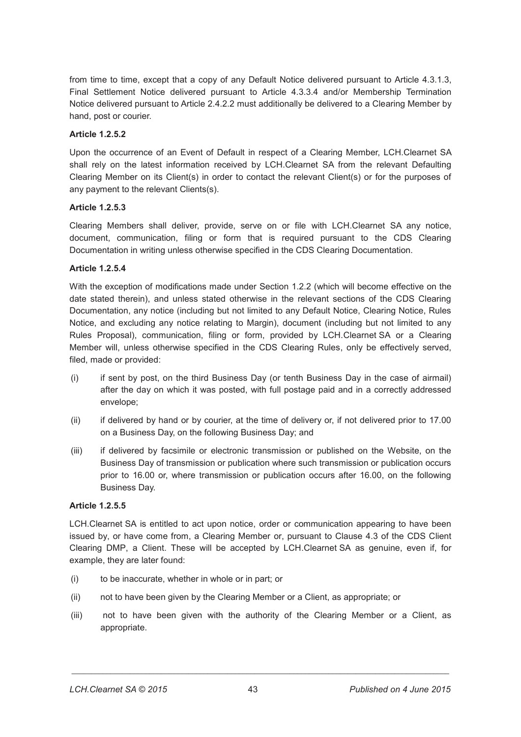from time to time, except that a copy of any Default Notice delivered pursuant to Article 4.3.1.3, Final Settlement Notice delivered pursuant to Article 4.3.3.4 and/or Membership Termination Notice delivered pursuant to Article 2.4.2.2 must additionally be delivered to a Clearing Member by hand, post or courier.

**Article 1.2.5.2**

Upon the occurrence of an Event of Default in respect of a Clearing Member, LCH.Clearnet SA shall rely on the latest information received by LCH.Clearnet SA from the relevant Defaulting Clearing Member on its Client(s) in order to contact the relevant Client(s) or for the purposes of any payment to the relevant Clients(s).

**Article 1.2.5.3**

Clearing Members shall deliver, provide, serve on or file with LCH.Clearnet SA any notice, document, communication, filing or form that is required pursuant to the CDS Clearing Documentation in writing unless otherwise specified in the CDS Clearing Documentation.

**Article 1.2.5.4**

With the exception of modifications made under Section 1.2.2 (which will become effective on the date stated therein), and unless stated otherwise in the relevant sections of the CDS Clearing Documentation, any notice (including but not limited to any Default Notice, Clearing Notice, Rules Notice, and excluding any notice relating to Margin), document (including but not limited to any Rules Proposal), communication, filing or form, provided by LCH.Clearnet SA or a Clearing Member will, unless otherwise specified in the CDS Clearing Rules, only be effectively served, filed, made or provided:

(i) if sent by post, on the third Business Day (or tenth Business Day in the case of airmail) after the day on which it was posted, with full postage paid and in a correctly addressed envelope;

(ii) if delivered by hand or by courier, at the time of delivery or, if not delivered prior to 17.00 on a Business Day, on the following Business Day; and

(iii) if delivered by facsimile or electronic transmission or published on the Website, on the Business Day of transmission or publication where such transmission or publication occurs prior to 16.00 or, where transmission or publication occurs after 16.00, on the following Business Day.

**Article 1.2.5.5**

LCH.Clearnet SA is entitled to act upon notice, order or communication appearing to have been issued by, or have come from, a Clearing Member or, pursuant to Clause 4.3 of the CDS Client Clearing DMP, a Client. These will be accepted by LCH.Clearnet SA as genuine, even if, for example, they are later found:

(i) to be inaccurate, whether in whole or in part; or

(ii) not to have been given by the Clearing Member or a Client, as appropriate; or

(iii) not to have been given with the authority of the Clearing Member or a Client, as appropriate.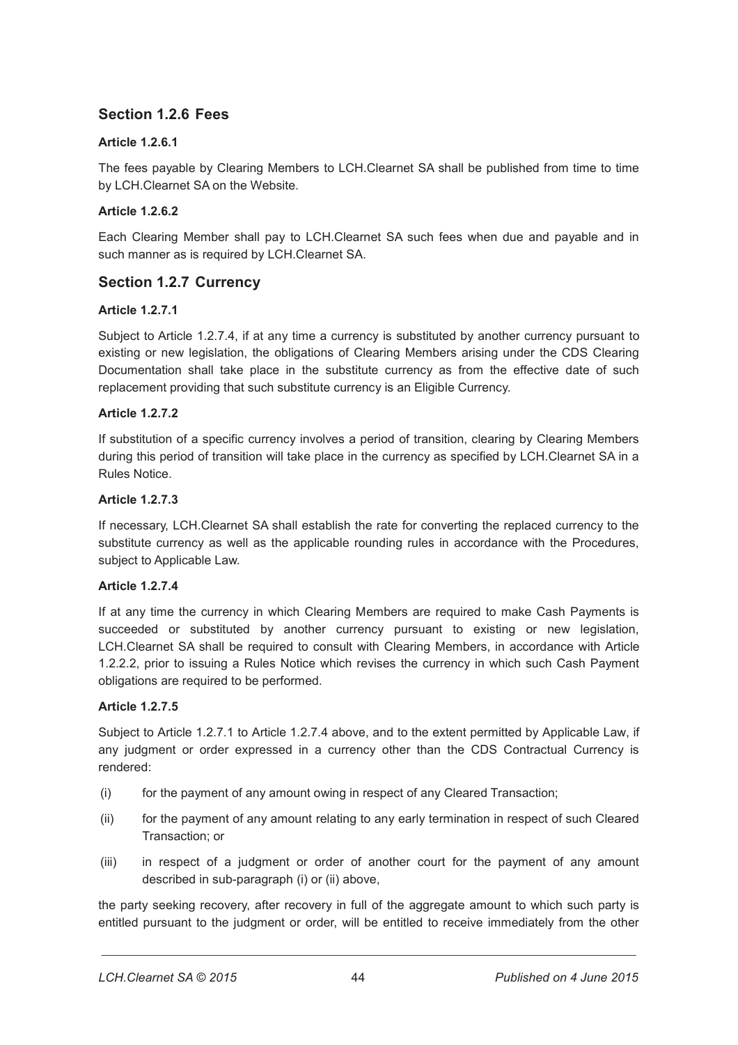## Section 1.2.6 Fees

**Article 1.2.6.1**

The fees payable by Clearing Members to LCH.Clearnet SA shall be published from time to time by LCH.Clearnet SA on the Website.

**Article 1.2.6.2**

Each Clearing Member shall pay to LCH.Clearnet SA such fees when due and payable and in such manner as is required by LCH.Clearnet SA.

## Section 1.2.7 Currency

**Article 1.2.7.1**

Subject to Article 1.2.7.4, if at any time a currency is substituted by another currency pursuant to existing or new legislation, the obligations of Clearing Members arising under the CDS Clearing Documentation shall take place in the substitute currency as from the effective date of such replacement providing that such substitute currency is an Eligible Currency.

**Article 1.2.7.2**

If substitution of a specific currency involves a period of transition, clearing by Clearing Members during this period of transition will take place in the currency as specified by LCH.Clearnet SA in a Rules Notice.

**Article 1.2.7.3**

If necessary, LCH.Clearnet SA shall establish the rate for converting the replaced currency to the substitute currency as well as the applicable rounding rules in accordance with the Procedures, subject to Applicable Law.

**Article 1.2.7.4**

If at any time the currency in which Clearing Members are required to make Cash Payments is succeeded or substituted by another currency pursuant to existing or new legislation, LCH.Clearnet SA shall be required to consult with Clearing Members, in accordance with Article 1.2.2.2, prior to issuing a Rules Notice which revises the currency in which such Cash Payment obligations are required to be performed.

**Article 1.2.7.5**

Subject to Article 1.2.7.1 to Article 1.2.7.4 above, and to the extent permitted by Applicable Law, if any judgment or order expressed in a currency other than the CDS Contractual Currency is rendered:

(i) for the payment of any amount owing in respect of any Cleared Transaction;

(ii) for the payment of any amount relating to any early termination in respect of such Cleared Transaction; or

(iii) in respect of a judgment or order of another court for the payment of any amount described in sub-paragraph (i) or (ii) above,

the party seeking recovery, after recovery in full of the aggregate amount to which such party is entitled pursuant to the judgment or order, will be entitled to receive immediately from the other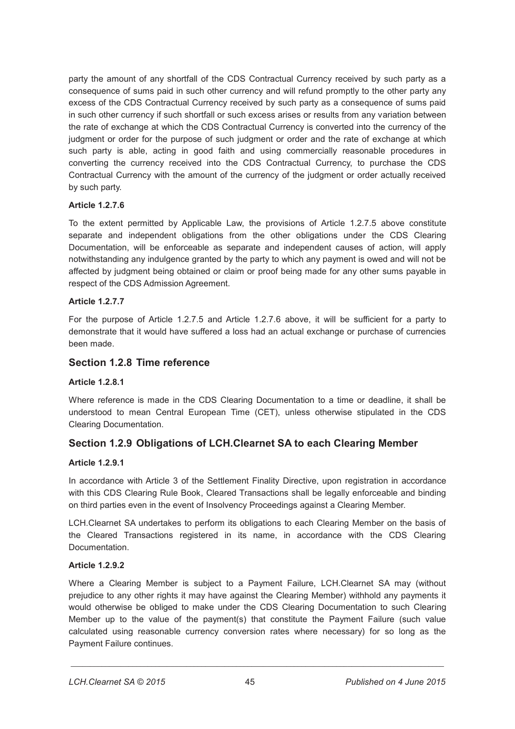party the amount of any shortfall of the CDS Contractual Currency received by such party as a consequence of sums paid in such other currency and will refund promptly to the other party any excess of the CDS Contractual Currency received by such party as a consequence of sums paid in such other currency if such shortfall or such excess arises or results from any variation between the rate of exchange at which the CDS Contractual Currency is converted into the currency of the judgment or order for the purpose of such judgment or order and the rate of exchange at which such party is able, acting in good faith and using commercially reasonable procedures in converting the currency received into the CDS Contractual Currency, to purchase the CDS Contractual Currency with the amount of the currency of the judgment or order actually received by such party.

**Article 1.2.7.6**

To the extent permitted by Applicable Law, the provisions of Article 1.2.7.5 above constitute separate and independent obligations from the other obligations under the CDS Clearing Documentation, will be enforceable as separate and independent causes of action, will apply notwithstanding any indulgence granted by the party to which any payment is owed and will not be affected by judgment being obtained or claim or proof being made for any other sums payable in respect of the CDS Admission Agreement.

**Article 1.2.7.7**

For the purpose of Article 1.2.7.5 and Article 1.2.7.6 above, it will be sufficient for a party to demonstrate that it would have suffered a loss had an actual exchange or purchase of currencies been made.

## Section 1.2.8 Time reference

**Article 1.2.8.1**

Where reference is made in the CDS Clearing Documentation to a time or deadline, it shall be understood to mean Central European Time (CET), unless otherwise stipulated in the CDS Clearing Documentation.

## Section 1.2.9 Obligations of LCH.Clearnet SA to each Clearing Member

**Article 1.2.9.1**

In accordance with Article 3 of the Settlement Finality Directive, upon registration in accordance with this CDS Clearing Rule Book, Cleared Transactions shall be legally enforceable and binding on third parties even in the event of Insolvency Proceedings against a Clearing Member.

LCH.Clearnet SA undertakes to perform its obligations to each Clearing Member on the basis of the Cleared Transactions registered in its name, in accordance with the CDS Clearing Documentation.

**Article 1.2.9.2**

Where a Clearing Member is subject to a Payment Failure, LCH.Clearnet SA may (without prejudice to any other rights it may have against the Clearing Member) withhold any payments it would otherwise be obliged to make under the CDS Clearing Documentation to such Clearing Member up to the value of the payment(s) that constitute the Payment Failure (such value calculated using reasonable currency conversion rates where necessary) for so long as the Payment Failure continues.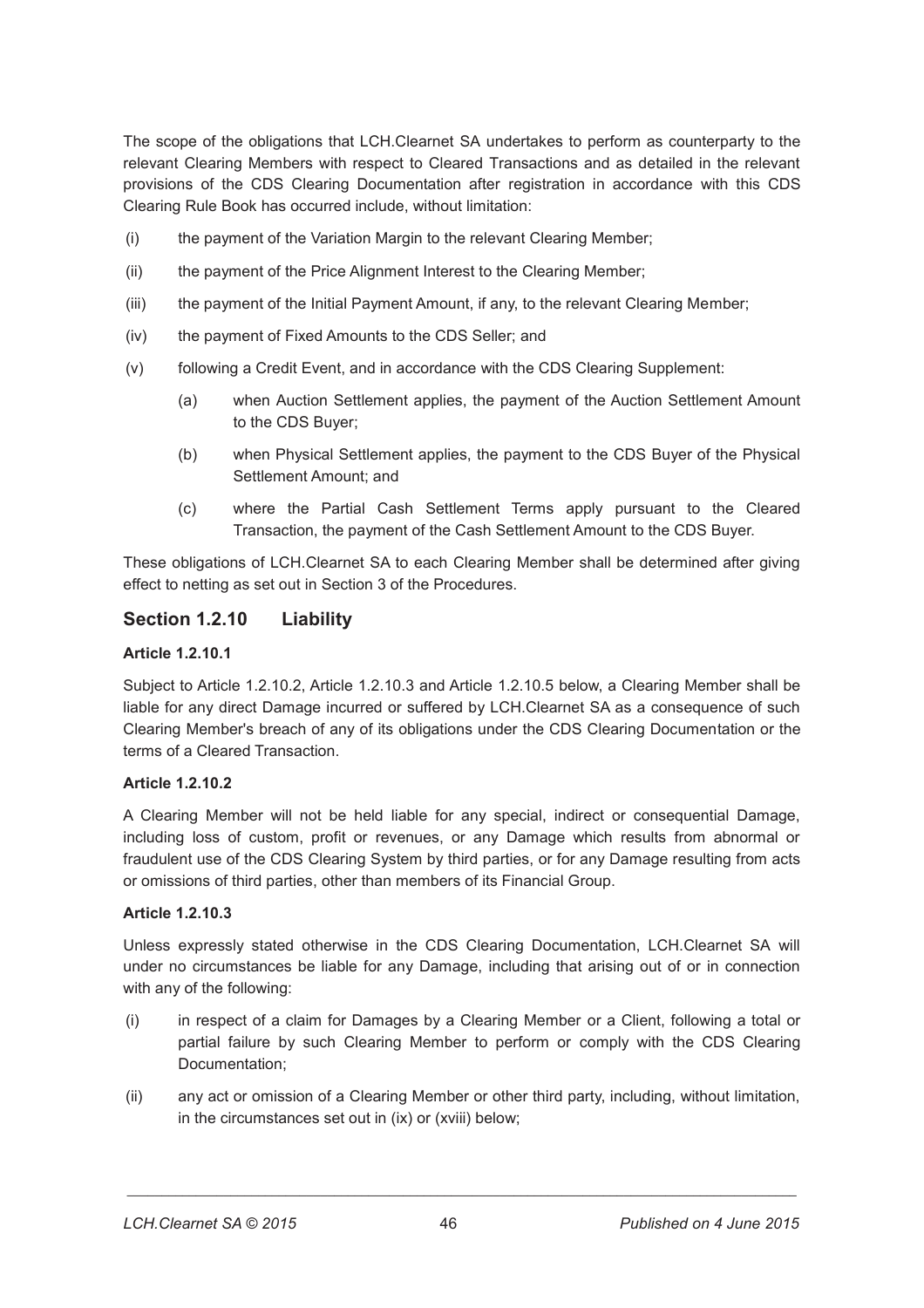The scope of the obligations that LCH.Clearnet SA undertakes to perform as counterparty to the relevant Clearing Members with respect to Cleared Transactions and as detailed in the relevant provisions of the CDS Clearing Documentation after registration in accordance with this CDS Clearing Rule Book has occurred include, without limitation:

(i) the payment of the Variation Margin to the relevant Clearing Member;

(ii) the payment of the Price Alignment Interest to the Clearing Member;

(iii) the payment of the Initial Payment Amount, if any, to the relevant Clearing Member;

(iv) the payment of Fixed Amounts to the CDS Seller; and

(v) following a Credit Event, and in accordance with the CDS Clearing Supplement:

  (a) when Auction Settlement applies, the payment of the Auction Settlement Amount to the CDS Buyer;

  (b) when Physical Settlement applies, the payment to the CDS Buyer of the Physical Settlement Amount; and

  (c) where the Partial Cash Settlement Terms apply pursuant to the Cleared Transaction, the payment of the Cash Settlement Amount to the CDS Buyer.

These obligations of LCH.Clearnet SA to each Clearing Member shall be determined after giving effect to netting as set out in Section 3 of the Procedures.

## Section 1.2.10 Liability

**Article 1.2.10.1**

Subject to Article 1.2.10.2, Article 1.2.10.3 and Article 1.2.10.5 below, a Clearing Member shall be liable for any direct Damage incurred or suffered by LCH.Clearnet SA as a consequence of such Clearing Member's breach of any of its obligations under the CDS Clearing Documentation or the terms of a Cleared Transaction.

**Article 1.2.10.2**

A Clearing Member will not be held liable for any special, indirect or consequential Damage, including loss of custom, profit or revenues, or any Damage which results from abnormal or fraudulent use of the CDS Clearing System by third parties, or for any Damage resulting from acts or omissions of third parties, other than members of its Financial Group.

**Article 1.2.10.3**

Unless expressly stated otherwise in the CDS Clearing Documentation, LCH.Clearnet SA will under no circumstances be liable for any Damage, including that arising out of or in connection with any of the following:

(i) in respect of a claim for Damages by a Clearing Member or a Client, following a total or partial failure by such Clearing Member to perform or comply with the CDS Clearing Documentation;

(ii) any act or omission of a Clearing Member or other third party, including, without limitation, in the circumstances set out in (ix) or (xviii) below;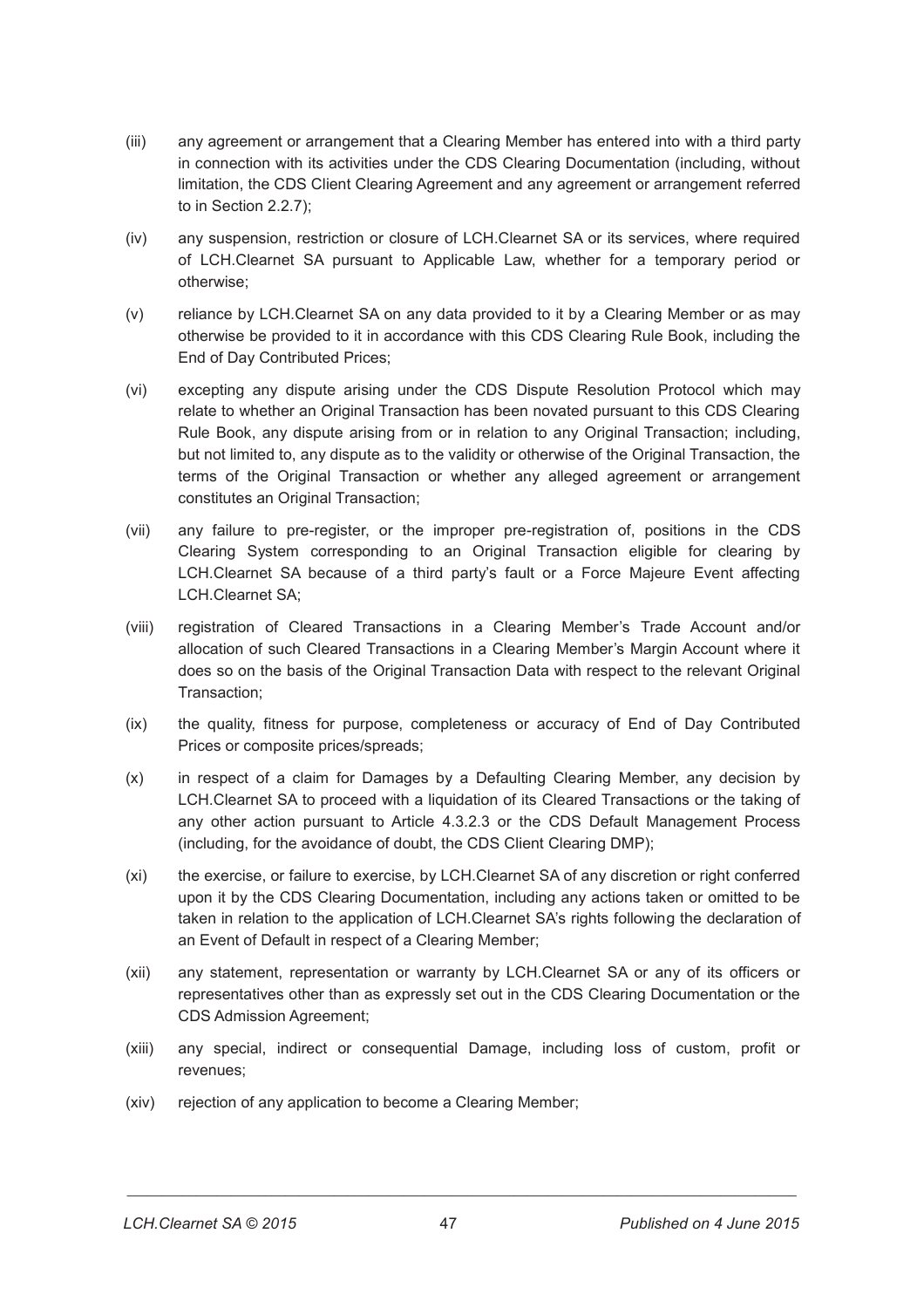(iii) any agreement or arrangement that a Clearing Member has entered into with a third party in connection with its activities under the CDS Clearing Documentation (including, without limitation, the CDS Client Clearing Agreement and any agreement or arrangement referred to in Section 2.2.7);

(iv) any suspension, restriction or closure of LCH.Clearnet SA or its services, where required of LCH.Clearnet SA pursuant to Applicable Law, whether for a temporary period or otherwise;

(v) reliance by LCH.Clearnet SA on any data provided to it by a Clearing Member or as may otherwise be provided to it in accordance with this CDS Clearing Rule Book, including the End of Day Contributed Prices;

(vi) excepting any dispute arising under the CDS Dispute Resolution Protocol which may relate to whether an Original Transaction has been novated pursuant to this CDS Clearing Rule Book, any dispute arising from or in relation to any Original Transaction; including, but not limited to, any dispute as to the validity or otherwise of the Original Transaction, the terms of the Original Transaction or whether any alleged agreement or arrangement constitutes an Original Transaction;

(vii) any failure to pre-register, or the improper pre-registration of, positions in the CDS Clearing System corresponding to an Original Transaction eligible for clearing by LCH.Clearnet SA because of a third party's fault or a Force Majeure Event affecting LCH.Clearnet SA;

(viii) registration of Cleared Transactions in a Clearing Member's Trade Account and/or allocation of such Cleared Transactions in a Clearing Member's Margin Account where it does so on the basis of the Original Transaction Data with respect to the relevant Original Transaction;

(ix) the quality, fitness for purpose, completeness or accuracy of End of Day Contributed Prices or composite prices/spreads;

(x) in respect of a claim for Damages by a Defaulting Clearing Member, any decision by LCH.Clearnet SA to proceed with a liquidation of its Cleared Transactions or the taking of any other action pursuant to Article 4.3.2.3 or the CDS Default Management Process (including, for the avoidance of doubt, the CDS Client Clearing DMP);

(xi) the exercise, or failure to exercise, by LCH.Clearnet SA of any discretion or right conferred upon it by the CDS Clearing Documentation, including any actions taken or omitted to be taken in relation to the application of LCH.Clearnet SA's rights following the declaration of an Event of Default in respect of a Clearing Member;

(xii) any statement, representation or warranty by LCH.Clearnet SA or any of its officers or representatives other than as expressly set out in the CDS Clearing Documentation or the CDS Admission Agreement;

(xiii) any special, indirect or consequential Damage, including loss of custom, profit or revenues;

(xiv) rejection of any application to become a Clearing Member;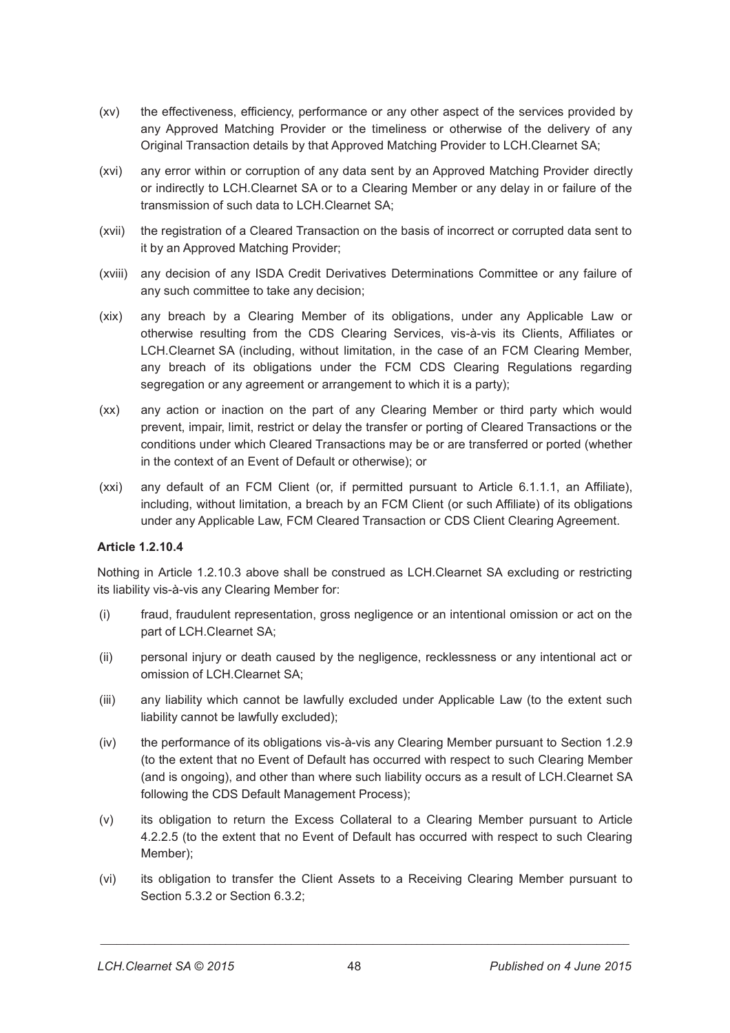(xv) the effectiveness, efficiency, performance or any other aspect of the services provided by any Approved Matching Provider or the timeliness or otherwise of the delivery of any Original Transaction details by that Approved Matching Provider to LCH.Clearnet SA;

(xvi) any error within or corruption of any data sent by an Approved Matching Provider directly or indirectly to LCH.Clearnet SA or to a Clearing Member or any delay in or failure of the transmission of such data to LCH.Clearnet SA;

(xvii) the registration of a Cleared Transaction on the basis of incorrect or corrupted data sent to it by an Approved Matching Provider;

(xviii) any decision of any ISDA Credit Derivatives Determinations Committee or any failure of any such committee to take any decision;

(xix) any breach by a Clearing Member of its obligations, under any Applicable Law or otherwise resulting from the CDS Clearing Services, vis-à-vis its Clients, Affiliates or LCH.Clearnet SA (including, without limitation, in the case of an FCM Clearing Member, any breach of its obligations under the FCM CDS Clearing Regulations regarding segregation or any agreement or arrangement to which it is a party);

(xx) any action or inaction on the part of any Clearing Member or third party which would prevent, impair, limit, restrict or delay the transfer or porting of Cleared Transactions or the conditions under which Cleared Transactions may be or are transferred or ported (whether in the context of an Event of Default or otherwise); or

(xxi) any default of an FCM Client (or, if permitted pursuant to Article 6.1.1.1, an Affiliate), including, without limitation, a breach by an FCM Client (or such Affiliate) of its obligations under any Applicable Law, FCM Cleared Transaction or CDS Client Clearing Agreement.

**Article 1.2.10.4**

Nothing in Article 1.2.10.3 above shall be construed as LCH.Clearnet SA excluding or restricting its liability vis-à-vis any Clearing Member for:

(i) fraud, fraudulent representation, gross negligence or an intentional omission or act on the part of LCH.Clearnet SA;

(ii) personal injury or death caused by the negligence, recklessness or any intentional act or omission of LCH.Clearnet SA;

(iii) any liability which cannot be lawfully excluded under Applicable Law (to the extent such liability cannot be lawfully excluded);

(iv) the performance of its obligations vis-à-vis any Clearing Member pursuant to Section 1.2.9 (to the extent that no Event of Default has occurred with respect to such Clearing Member (and is ongoing), and other than where such liability occurs as a result of LCH.Clearnet SA following the CDS Default Management Process);

(v) its obligation to return the Excess Collateral to a Clearing Member pursuant to Article 4.2.2.5 (to the extent that no Event of Default has occurred with respect to such Clearing Member);

(vi) its obligation to transfer the Client Assets to a Receiving Clearing Member pursuant to Section 5.3.2 or Section 6.3.2;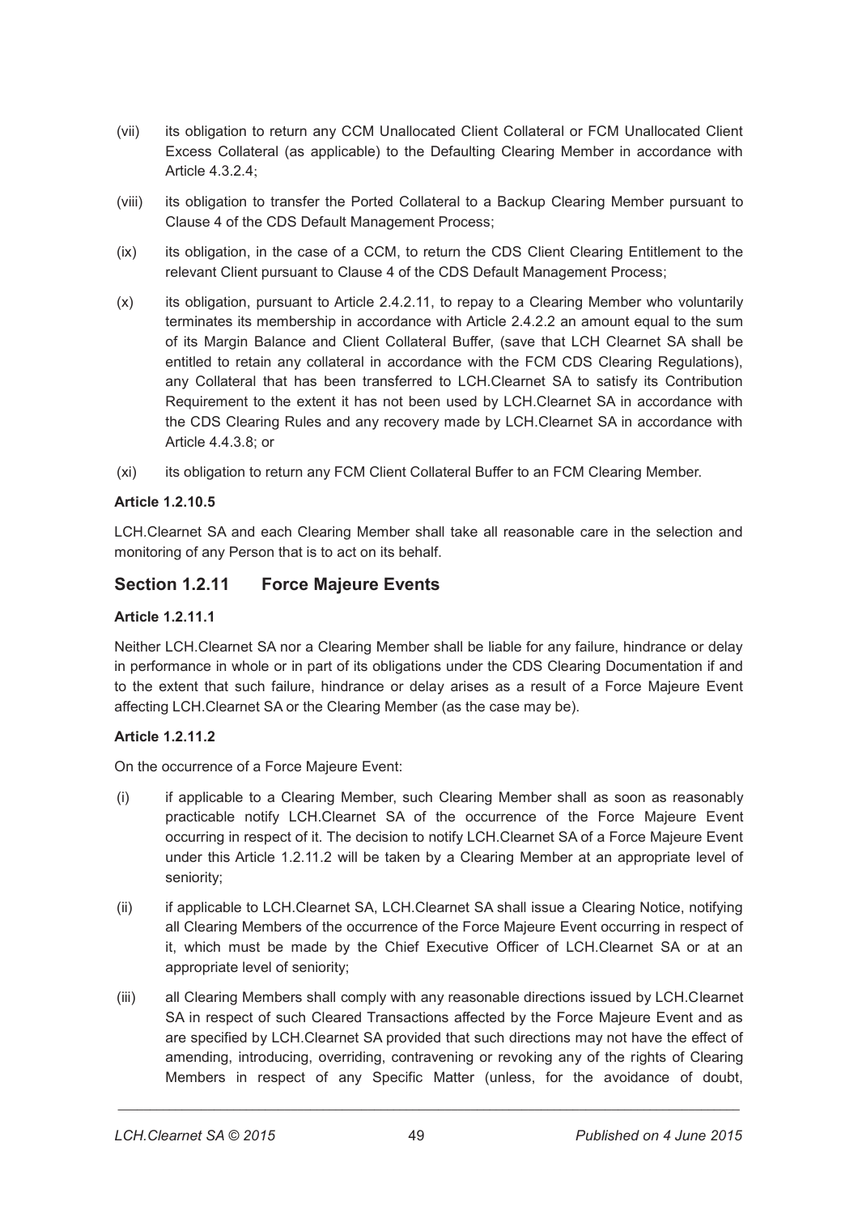(vii) its obligation to return any CCM Unallocated Client Collateral or FCM Unallocated Client Excess Collateral (as applicable) to the Defaulting Clearing Member in accordance with Article 4.3.2.4;

(viii) its obligation to transfer the Ported Collateral to a Backup Clearing Member pursuant to Clause 4 of the CDS Default Management Process;

(ix) its obligation, in the case of a CCM, to return the CDS Client Clearing Entitlement to the relevant Client pursuant to Clause 4 of the CDS Default Management Process;

(x) its obligation, pursuant to Article 2.4.2.11, to repay to a Clearing Member who voluntarily terminates its membership in accordance with Article 2.4.2.2 an amount equal to the sum of its Margin Balance and Client Collateral Buffer, (save that LCH Clearnet SA shall be entitled to retain any collateral in accordance with the FCM CDS Clearing Regulations), any Collateral that has been transferred to LCH.Clearnet SA to satisfy its Contribution Requirement to the extent it has not been used by LCH.Clearnet SA in accordance with the CDS Clearing Rules and any recovery made by LCH.Clearnet SA in accordance with Article 4.4.3.8; or

(xi) its obligation to return any FCM Client Collateral Buffer to an FCM Clearing Member.

**Article 1.2.10.5**

LCH.Clearnet SA and each Clearing Member shall take all reasonable care in the selection and monitoring of any Person that is to act on its behalf.

## Section 1.2.11 Force Majeure Events

**Article 1.2.11.1**

Neither LCH.Clearnet SA nor a Clearing Member shall be liable for any failure, hindrance or delay in performance in whole or in part of its obligations under the CDS Clearing Documentation if and to the extent that such failure, hindrance or delay arises as a result of a Force Majeure Event affecting LCH.Clearnet SA or the Clearing Member (as the case may be).

**Article 1.2.11.2**

On the occurrence of a Force Majeure Event:

(i) if applicable to a Clearing Member, such Clearing Member shall as soon as reasonably practicable notify LCH.Clearnet SA of the occurrence of the Force Majeure Event occurring in respect of it. The decision to notify LCH.Clearnet SA of a Force Majeure Event under this Article 1.2.11.2 will be taken by a Clearing Member at an appropriate level of seniority;

(ii) if applicable to LCH.Clearnet SA, LCH.Clearnet SA shall issue a Clearing Notice, notifying all Clearing Members of the occurrence of the Force Majeure Event occurring in respect of it, which must be made by the Chief Executive Officer of LCH.Clearnet SA or at an appropriate level of seniority;

(iii) all Clearing Members shall comply with any reasonable directions issued by LCH.Clearnet SA in respect of such Cleared Transactions affected by the Force Majeure Event and as are specified by LCH.Clearnet SA provided that such directions may not have the effect of amending, introducing, overriding, contravening or revoking any of the rights of Clearing Members in respect of any Specific Matter (unless, for the avoidance of doubt,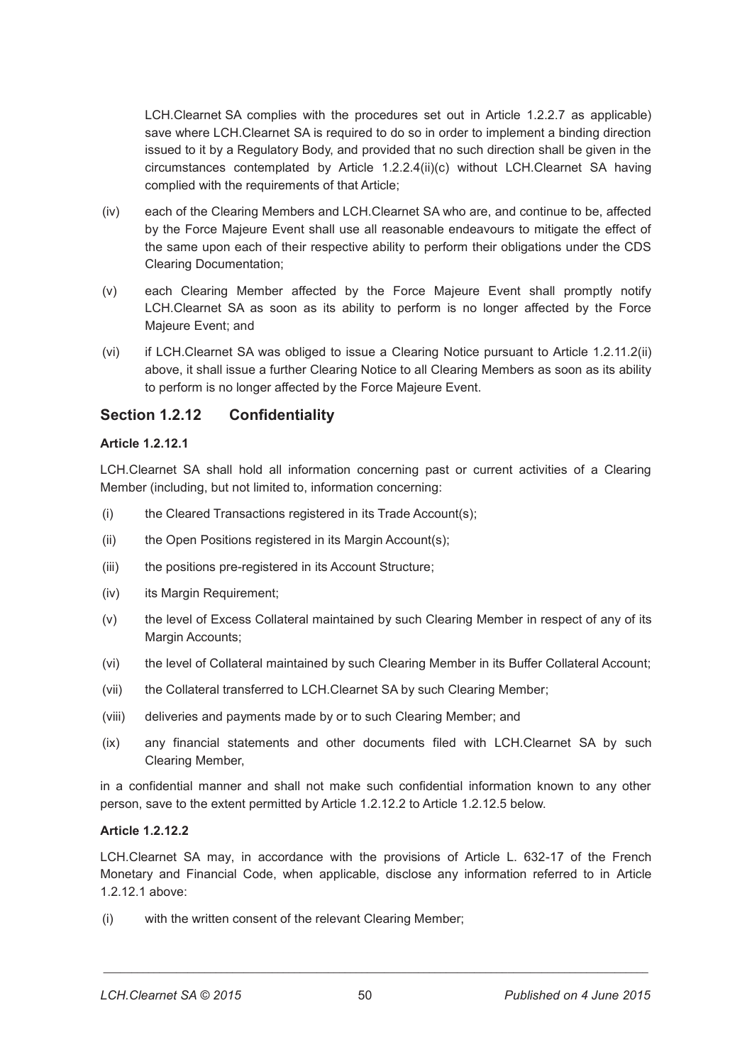LCH.Clearnet SA complies with the procedures set out in Article 1.2.2.7 as applicable) save where LCH.Clearnet SA is required to do so in order to implement a binding direction issued to it by a Regulatory Body, and provided that no such direction shall be given in the circumstances contemplated by Article 1.2.2.4(ii)(c) without LCH.Clearnet SA having complied with the requirements of that Article;

(iv) each of the Clearing Members and LCH.Clearnet SA who are, and continue to be, affected by the Force Majeure Event shall use all reasonable endeavours to mitigate the effect of the same upon each of their respective ability to perform their obligations under the CDS Clearing Documentation;

(v) each Clearing Member affected by the Force Majeure Event shall promptly notify LCH.Clearnet SA as soon as its ability to perform is no longer affected by the Force Majeure Event; and

(vi) if LCH.Clearnet SA was obliged to issue a Clearing Notice pursuant to Article 1.2.11.2(ii) above, it shall issue a further Clearing Notice to all Clearing Members as soon as its ability to perform is no longer affected by the Force Majeure Event.

## Section 1.2.12 Confidentiality

**Article 1.2.12.1**

LCH.Clearnet SA shall hold all information concerning past or current activities of a Clearing Member (including, but not limited to, information concerning:

(i) the Cleared Transactions registered in its Trade Account(s);

(ii) the Open Positions registered in its Margin Account(s);

(iii) the positions pre-registered in its Account Structure;

(iv) its Margin Requirement;

(v) the level of Excess Collateral maintained by such Clearing Member in respect of any of its Margin Accounts;

(vi) the level of Collateral maintained by such Clearing Member in its Buffer Collateral Account;

(vii) the Collateral transferred to LCH.Clearnet SA by such Clearing Member;

(viii) deliveries and payments made by or to such Clearing Member; and

(ix) any financial statements and other documents filed with LCH.Clearnet SA by such Clearing Member,

in a confidential manner and shall not make such confidential information known to any other person, save to the extent permitted by Article 1.2.12.2 to Article 1.2.12.5 below.

**Article 1.2.12.2**

LCH.Clearnet SA may, in accordance with the provisions of Article L. 632-17 of the French Monetary and Financial Code, when applicable, disclose any information referred to in Article 1.2.12.1 above:

(i) with the written consent of the relevant Clearing Member;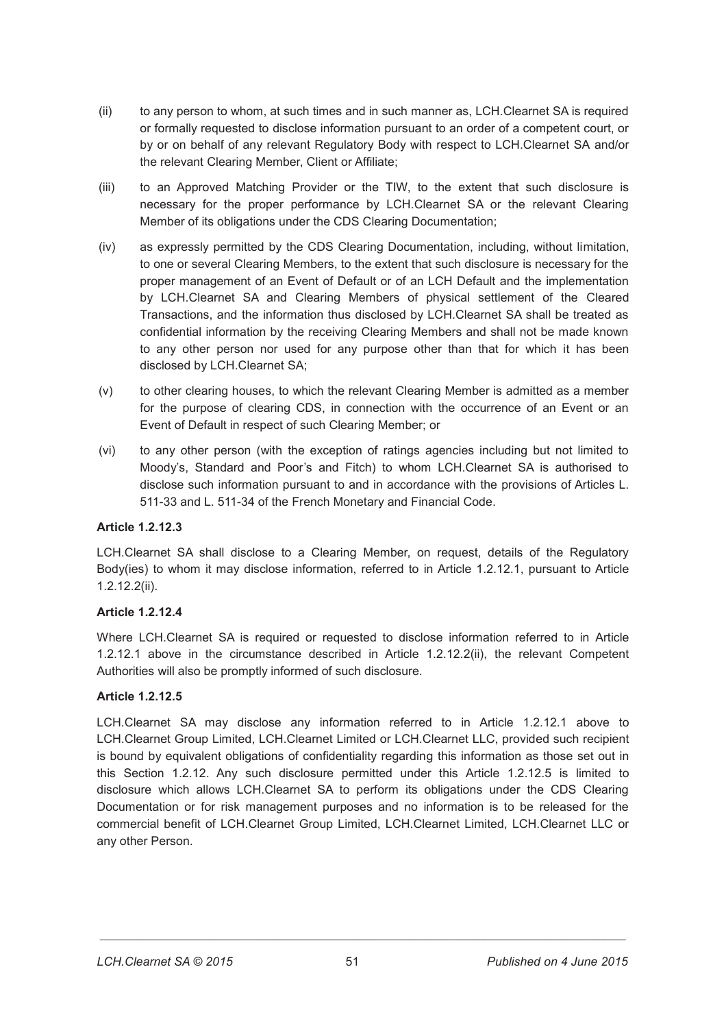(ii) to any person to whom, at such times and in such manner as, LCH.Clearnet SA is required or formally requested to disclose information pursuant to an order of a competent court, or by or on behalf of any relevant Regulatory Body with respect to LCH.Clearnet SA and/or the relevant Clearing Member, Client or Affiliate;

(iii) to an Approved Matching Provider or the TIW, to the extent that such disclosure is necessary for the proper performance by LCH.Clearnet SA or the relevant Clearing Member of its obligations under the CDS Clearing Documentation;

(iv) as expressly permitted by the CDS Clearing Documentation, including, without limitation, to one or several Clearing Members, to the extent that such disclosure is necessary for the proper management of an Event of Default or of an LCH Default and the implementation by LCH.Clearnet SA and Clearing Members of physical settlement of the Cleared Transactions, and the information thus disclosed by LCH.Clearnet SA shall be treated as confidential information by the receiving Clearing Members and shall not be made known to any other person nor used for any purpose other than that for which it has been disclosed by LCH.Clearnet SA;

(v) to other clearing houses, to which the relevant Clearing Member is admitted as a member for the purpose of clearing CDS, in connection with the occurrence of an Event or an Event of Default in respect of such Clearing Member; or

(vi) to any other person (with the exception of ratings agencies including but not limited to Moody's, Standard and Poor's and Fitch) to whom LCH.Clearnet SA is authorised to disclose such information pursuant to and in accordance with the provisions of Articles L. 511-33 and L. 511-34 of the French Monetary and Financial Code.

**Article 1.2.12.3**

LCH.Clearnet SA shall disclose to a Clearing Member, on request, details of the Regulatory Body(ies) to whom it may disclose information, referred to in Article 1.2.12.1, pursuant to Article 1.2.12.2(ii).

**Article 1.2.12.4**

Where LCH.Clearnet SA is required or requested to disclose information referred to in Article 1.2.12.1 above in the circumstance described in Article 1.2.12.2(ii), the relevant Competent Authorities will also be promptly informed of such disclosure.

**Article 1.2.12.5**

LCH.Clearnet SA may disclose any information referred to in Article 1.2.12.1 above to LCH.Clearnet Group Limited, LCH.Clearnet Limited or LCH.Clearnet LLC, provided such recipient is bound by equivalent obligations of confidentiality regarding this information as those set out in this Section 1.2.12. Any such disclosure permitted under this Article 1.2.12.5 is limited to disclosure which allows LCH.Clearnet SA to perform its obligations under the CDS Clearing Documentation or for risk management purposes and no information is to be released for the commercial benefit of LCH.Clearnet Group Limited, LCH.Clearnet Limited, LCH.Clearnet LLC or any other Person.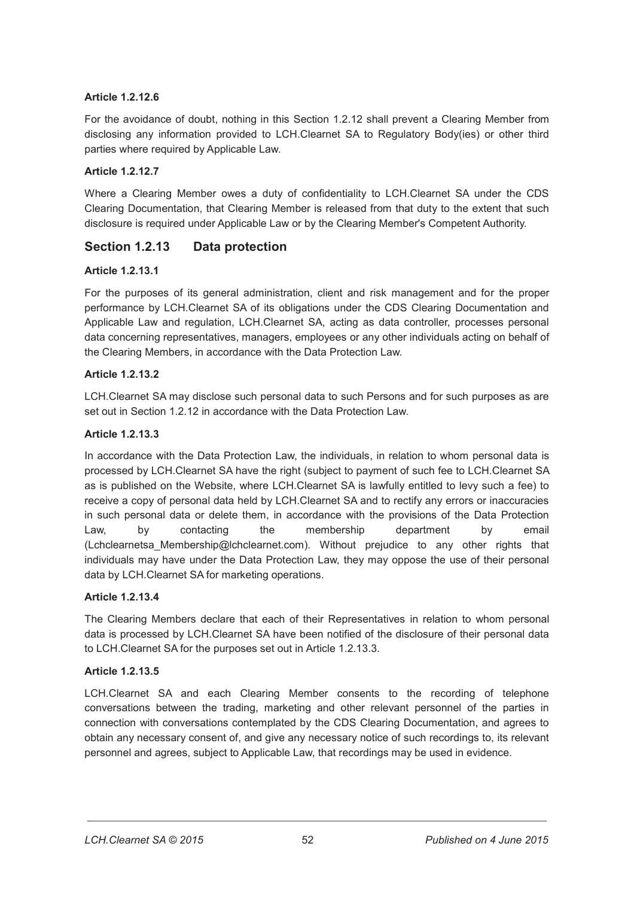#### Article 1.2.12.6

For the avoidance of doubt, nothing in this Section 1.2.12 shall prevent a Clearing Member from disclosing any information provided to LCH.Clearnet SA to Regulatory Body(ies) or other third parties where required by Applicable Law.

#### Article 1.2.12.7

Where a Clearing Member owes a duty of confidentiality to LCH.Clearnet SA under the CDS Clearing Documentation, that Clearing Member is released from that duty to the extent that such disclosure is required under Applicable Law or by the Clearing Member's Competent Authority.

## Section 1.2.13 Data protection

#### Article 1.2.13.1

For the purposes of its general administration, client and risk management and for the proper performance by LCH.Clearnet SA of its obligations under the CDS Clearing Documentation and Applicable Law and regulation, LCH.Clearnet SA, acting as data controller, processes personal data concerning representatives, managers, employees or any other individuals acting on behalf of the Clearing Members, in accordance with the Data Protection Law.

#### Article 1.2.13.2

LCH.Clearnet SA may disclose such personal data to such Persons and for such purposes as are set out in Section 1.2.12 in accordance with the Data Protection Law.

#### Article 1.2.13.3

In accordance with the Data Protection Law, the individuals, in relation to whom personal data is processed by LCH.Clearnet SA have the right (subject to payment of such fee to LCH.Clearnet SA as is published on the Website, where LCH.Clearnet SA is lawfully entitled to levy such a fee) to receive a copy of personal data held by LCH.Clearnet SA and to rectify any errors or inaccuracies in such personal data or delete them, in accordance with the provisions of the Data Protection Law, by contacting the membership department by email (Lchclearnetsa_Membership@lchclearnet.com). Without prejudice to any other rights that individuals may have under the Data Protection Law, they may oppose the use of their personal data by LCH.Clearnet SA for marketing operations.

#### Article 1.2.13.4

The Clearing Members declare that each of their Representatives in relation to whom personal data is processed by LCH.Clearnet SA have been notified of the disclosure of their personal data to LCH.Clearnet SA for the purposes set out in Article 1.2.13.3.

#### Article 1.2.13.5

LCH.Clearnet SA and each Clearing Member consents to the recording of telephone conversations between the trading, marketing and other relevant personnel of the parties in connection with conversations contemplated by the CDS Clearing Documentation, and agrees to obtain any necessary consent of, and give any necessary notice of such recordings to, its relevant personnel and agrees, subject to Applicable Law, that recordings may be used in evidence.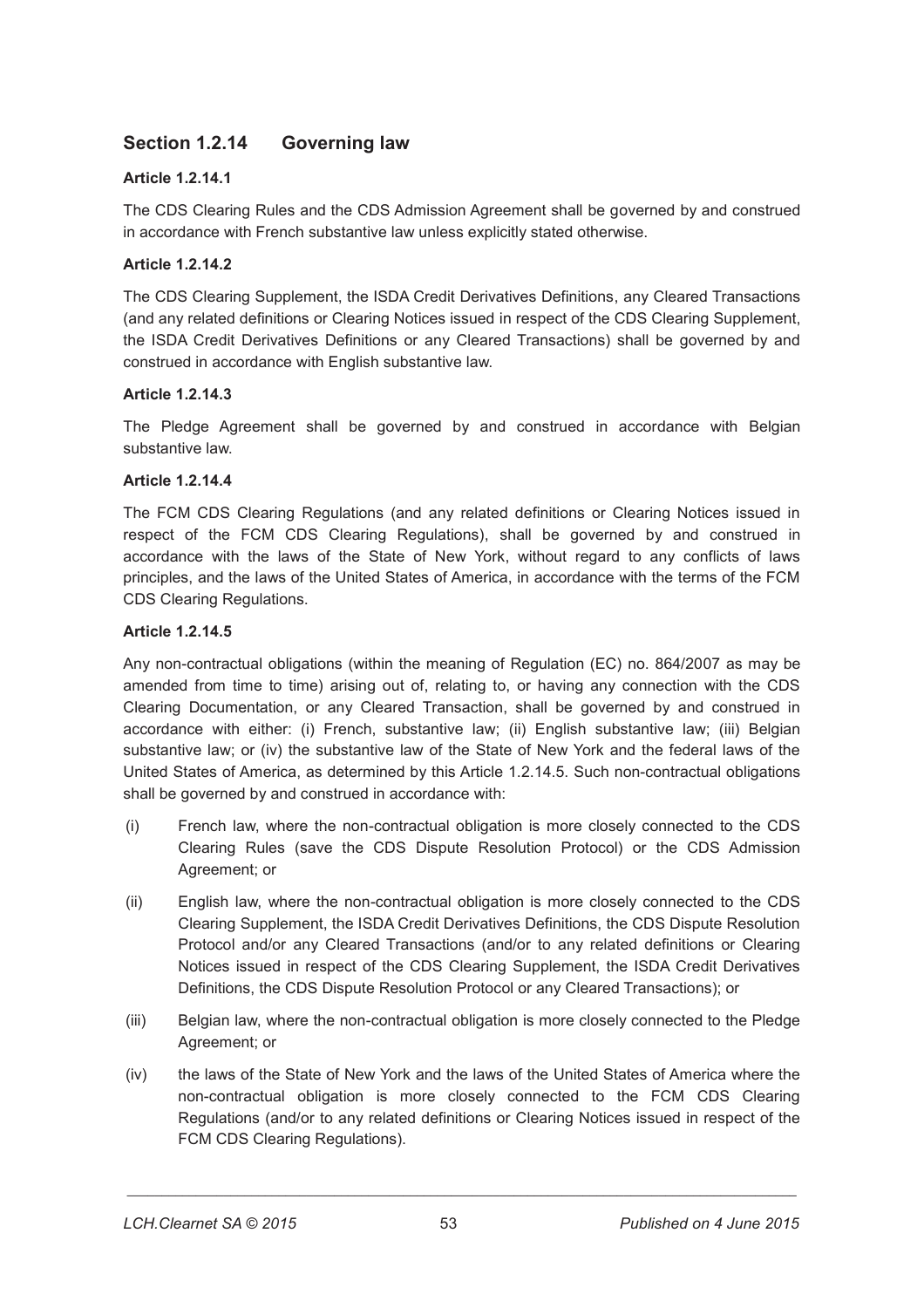## Section 1.2.14 Governing law

**Article 1.2.14.1**

The CDS Clearing Rules and the CDS Admission Agreement shall be governed by and construed in accordance with French substantive law unless explicitly stated otherwise.

**Article 1.2.14.2**

The CDS Clearing Supplement, the ISDA Credit Derivatives Definitions, any Cleared Transactions (and any related definitions or Clearing Notices issued in respect of the CDS Clearing Supplement, the ISDA Credit Derivatives Definitions or any Cleared Transactions) shall be governed by and construed in accordance with English substantive law.

**Article 1.2.14.3**

The Pledge Agreement shall be governed by and construed in accordance with Belgian substantive law.

**Article 1.2.14.4**

The FCM CDS Clearing Regulations (and any related definitions or Clearing Notices issued in respect of the FCM CDS Clearing Regulations), shall be governed by and construed in accordance with the laws of the State of New York, without regard to any conflicts of laws principles, and the laws of the United States of America, in accordance with the terms of the FCM CDS Clearing Regulations.

**Article 1.2.14.5**

Any non-contractual obligations (within the meaning of Regulation (EC) no. 864/2007 as may be amended from time to time) arising out of, relating to, or having any connection with the CDS Clearing Documentation, or any Cleared Transaction, shall be governed by and construed in accordance with either: (i) French, substantive law; (ii) English substantive law; (iii) Belgian substantive law; or (iv) the substantive law of the State of New York and the federal laws of the United States of America, as determined by this Article 1.2.14.5. Such non-contractual obligations shall be governed by and construed in accordance with:

(i) French law, where the non-contractual obligation is more closely connected to the CDS Clearing Rules (save the CDS Dispute Resolution Protocol) or the CDS Admission Agreement; or

(ii) English law, where the non-contractual obligation is more closely connected to the CDS Clearing Supplement, the ISDA Credit Derivatives Definitions, the CDS Dispute Resolution Protocol and/or any Cleared Transactions (and/or to any related definitions or Clearing Notices issued in respect of the CDS Clearing Supplement, the ISDA Credit Derivatives Definitions, the CDS Dispute Resolution Protocol or any Cleared Transactions); or

(iii) Belgian law, where the non-contractual obligation is more closely connected to the Pledge Agreement; or

(iv) the laws of the State of New York and the laws of the United States of America where the non-contractual obligation is more closely connected to the FCM CDS Clearing Regulations (and/or to any related definitions or Clearing Notices issued in respect of the FCM CDS Clearing Regulations).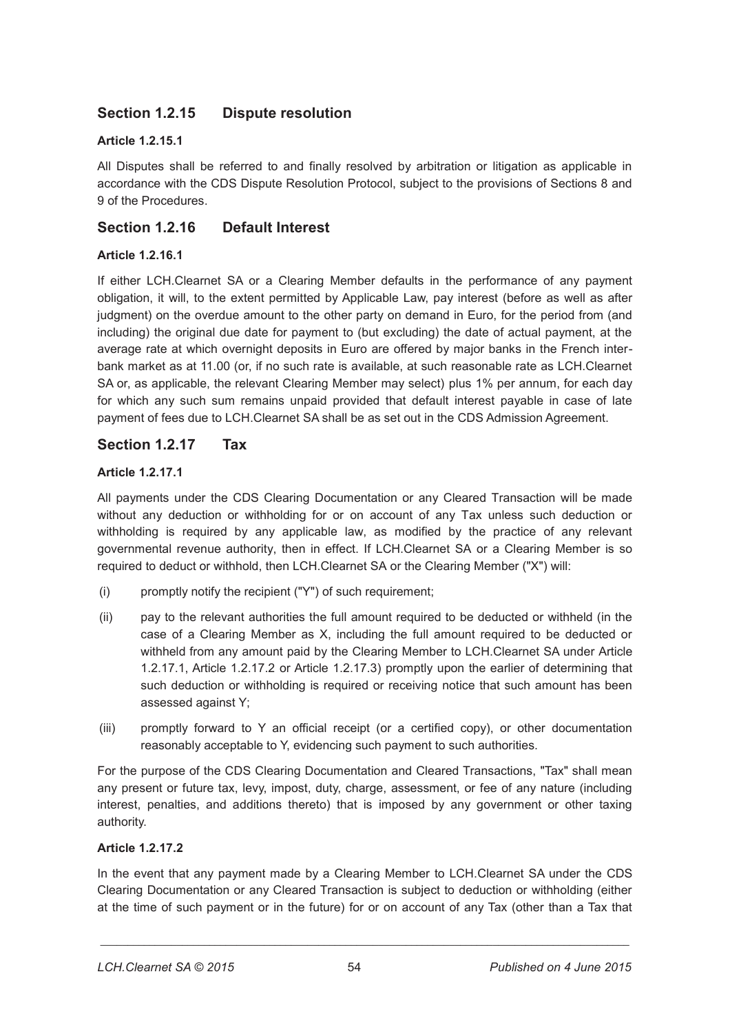## Section 1.2.15 Dispute resolution

### Article 1.2.15.1

All Disputes shall be referred to and finally resolved by arbitration or litigation as applicable in accordance with the CDS Dispute Resolution Protocol, subject to the provisions of Sections 8 and 9 of the Procedures.

## Section 1.2.16 Default Interest

### Article 1.2.16.1

If either LCH.Clearnet SA or a Clearing Member defaults in the performance of any payment obligation, it will, to the extent permitted by Applicable Law, pay interest (before as well as after judgment) on the overdue amount to the other party on demand in Euro, for the period from (and including) the original due date for payment to (but excluding) the date of actual payment, at the average rate at which overnight deposits in Euro are offered by major banks in the French inter-bank market as at 11.00 (or, if no such rate is available, at such reasonable rate as LCH.Clearnet SA or, as applicable, the relevant Clearing Member may select) plus 1% per annum, for each day for which any such sum remains unpaid provided that default interest payable in case of late payment of fees due to LCH.Clearnet SA shall be as set out in the CDS Admission Agreement.

## Section 1.2.17 Tax

### Article 1.2.17.1

All payments under the CDS Clearing Documentation or any Cleared Transaction will be made without any deduction or withholding for or on account of any Tax unless such deduction or withholding is required by any applicable law, as modified by the practice of any relevant governmental revenue authority, then in effect. If LCH.Clearnet SA or a Clearing Member is so required to deduct or withhold, then LCH.Clearnet SA or the Clearing Member ("X") will:

(i) promptly notify the recipient ("Y") of such requirement;

(ii) pay to the relevant authorities the full amount required to be deducted or withheld (in the case of a Clearing Member as X, including the full amount required to be deducted or withheld from any amount paid by the Clearing Member to LCH.Clearnet SA under Article 1.2.17.1, Article 1.2.17.2 or Article 1.2.17.3) promptly upon the earlier of determining that such deduction or withholding is required or receiving notice that such amount has been assessed against Y;

(iii) promptly forward to Y an official receipt (or a certified copy), or other documentation reasonably acceptable to Y, evidencing such payment to such authorities.

For the purpose of the CDS Clearing Documentation and Cleared Transactions, "Tax" shall mean any present or future tax, levy, impost, duty, charge, assessment, or fee of any nature (including interest, penalties, and additions thereto) that is imposed by any government or other taxing authority.

### Article 1.2.17.2

In the event that any payment made by a Clearing Member to LCH.Clearnet SA under the CDS Clearing Documentation or any Cleared Transaction is subject to deduction or withholding (either at the time of such payment or in the future) for or on account of any Tax (other than a Tax that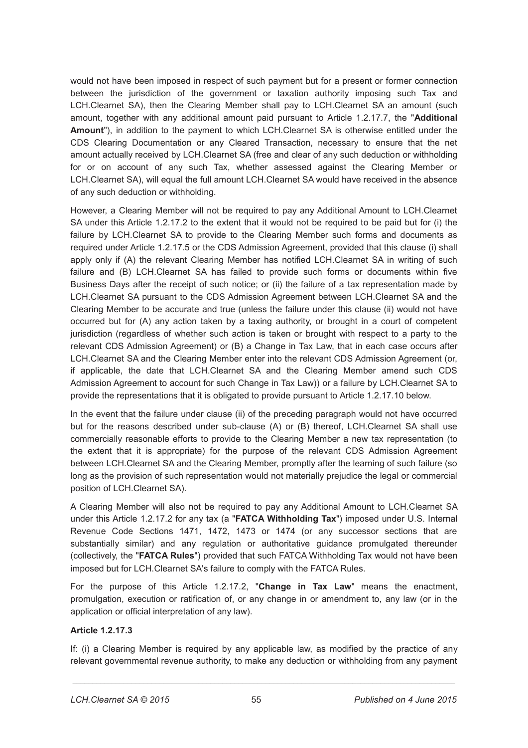would not have been imposed in respect of such payment but for a present or former connection between the jurisdiction of the government or taxation authority imposing such Tax and LCH.Clearnet SA), then the Clearing Member shall pay to LCH.Clearnet SA an amount (such amount, together with any additional amount paid pursuant to Article 1.2.17.7, the "**Additional Amount**"), in addition to the payment to which LCH.Clearnet SA is otherwise entitled under the CDS Clearing Documentation or any Cleared Transaction, necessary to ensure that the net amount actually received by LCH.Clearnet SA (free and clear of any such deduction or withholding for or on account of any such Tax, whether assessed against the Clearing Member or LCH.Clearnet SA), will equal the full amount LCH.Clearnet SA would have received in the absence of any such deduction or withholding.

However, a Clearing Member will not be required to pay any Additional Amount to LCH.Clearnet SA under this Article 1.2.17.2 to the extent that it would not be required to be paid but for (i) the failure by LCH.Clearnet SA to provide to the Clearing Member such forms and documents as required under Article 1.2.17.5 or the CDS Admission Agreement, provided that this clause (i) shall apply only if (A) the relevant Clearing Member has notified LCH.Clearnet SA in writing of such failure and (B) LCH.Clearnet SA has failed to provide such forms or documents within five Business Days after the receipt of such notice; or (ii) the failure of a tax representation made by LCH.Clearnet SA pursuant to the CDS Admission Agreement between LCH.Clearnet SA and the Clearing Member to be accurate and true (unless the failure under this clause (ii) would not have occurred but for (A) any action taken by a taxing authority, or brought in a court of competent jurisdiction (regardless of whether such action is taken or brought with respect to a party to the relevant CDS Admission Agreement) or (B) a Change in Tax Law, that in each case occurs after LCH.Clearnet SA and the Clearing Member enter into the relevant CDS Admission Agreement (or, if applicable, the date that LCH.Clearnet SA and the Clearing Member amend such CDS Admission Agreement to account for such Change in Tax Law)) or a failure by LCH.Clearnet SA to provide the representations that it is obligated to provide pursuant to Article 1.2.17.10 below.

In the event that the failure under clause (ii) of the preceding paragraph would not have occurred but for the reasons described under sub-clause (A) or (B) thereof, LCH.Clearnet SA shall use commercially reasonable efforts to provide to the Clearing Member a new tax representation (to the extent that it is appropriate) for the purpose of the relevant CDS Admission Agreement between LCH.Clearnet SA and the Clearing Member, promptly after the learning of such failure (so long as the provision of such representation would not materially prejudice the legal or commercial position of LCH.Clearnet SA).

A Clearing Member will also not be required to pay any Additional Amount to LCH.Clearnet SA under this Article 1.2.17.2 for any tax (a "**FATCA Withholding Tax**") imposed under U.S. Internal Revenue Code Sections 1471, 1472, 1473 or 1474 (or any successor sections that are substantially similar) and any regulation or authoritative guidance promulgated thereunder (collectively, the "**FATCA Rules**") provided that such FATCA Withholding Tax would not have been imposed but for LCH.Clearnet SA's failure to comply with the FATCA Rules.

For the purpose of this Article 1.2.17.2, "**Change in Tax Law**" means the enactment, promulgation, execution or ratification of, or any change in or amendment to, any law (or in the application or official interpretation of any law).

**Article 1.2.17.3**

If: (i) a Clearing Member is required by any applicable law, as modified by the practice of any relevant governmental revenue authority, to make any deduction or withholding from any payment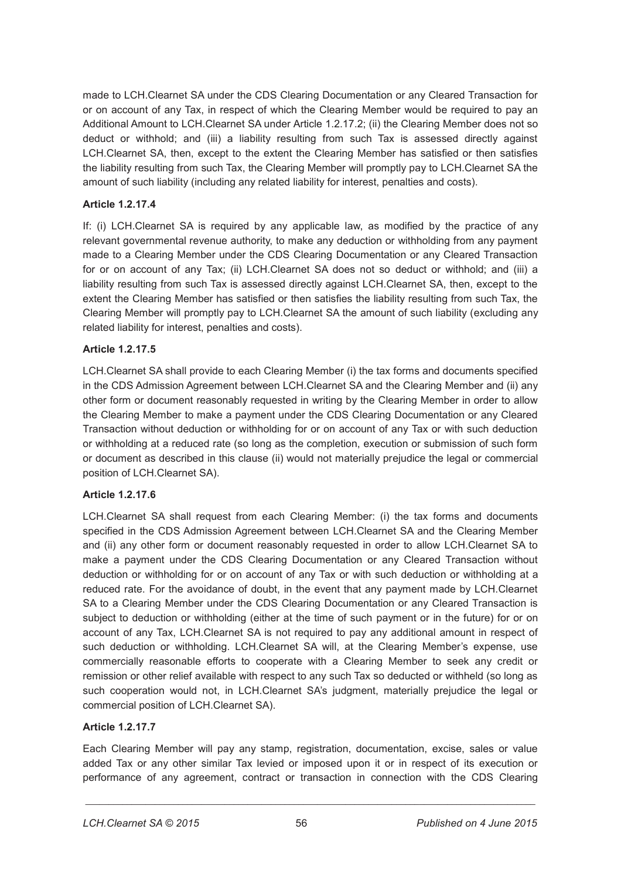made to LCH.Clearnet SA under the CDS Clearing Documentation or any Cleared Transaction for or on account of any Tax, in respect of which the Clearing Member would be required to pay an Additional Amount to LCH.Clearnet SA under Article 1.2.17.2; (ii) the Clearing Member does not so deduct or withhold; and (iii) a liability resulting from such Tax is assessed directly against LCH.Clearnet SA, then, except to the extent the Clearing Member has satisfied or then satisfies the liability resulting from such Tax, the Clearing Member will promptly pay to LCH.Clearnet SA the amount of such liability (including any related liability for interest, penalties and costs).

**Article 1.2.17.4**

If: (i) LCH.Clearnet SA is required by any applicable law, as modified by the practice of any relevant governmental revenue authority, to make any deduction or withholding from any payment made to a Clearing Member under the CDS Clearing Documentation or any Cleared Transaction for or on account of any Tax; (ii) LCH.Clearnet SA does not so deduct or withhold; and (iii) a liability resulting from such Tax is assessed directly against LCH.Clearnet SA, then, except to the extent the Clearing Member has satisfied or then satisfies the liability resulting from such Tax, the Clearing Member will promptly pay to LCH.Clearnet SA the amount of such liability (excluding any related liability for interest, penalties and costs).

**Article 1.2.17.5**

LCH.Clearnet SA shall provide to each Clearing Member (i) the tax forms and documents specified in the CDS Admission Agreement between LCH.Clearnet SA and the Clearing Member and (ii) any other form or document reasonably requested in writing by the Clearing Member in order to allow the Clearing Member to make a payment under the CDS Clearing Documentation or any Cleared Transaction without deduction or withholding for or on account of any Tax or with such deduction or withholding at a reduced rate (so long as the completion, execution or submission of such form or document as described in this clause (ii) would not materially prejudice the legal or commercial position of LCH.Clearnet SA).

**Article 1.2.17.6**

LCH.Clearnet SA shall request from each Clearing Member: (i) the tax forms and documents specified in the CDS Admission Agreement between LCH.Clearnet SA and the Clearing Member and (ii) any other form or document reasonably requested in order to allow LCH.Clearnet SA to make a payment under the CDS Clearing Documentation or any Cleared Transaction without deduction or withholding for or on account of any Tax or with such deduction or withholding at a reduced rate. For the avoidance of doubt, in the event that any payment made by LCH.Clearnet SA to a Clearing Member under the CDS Clearing Documentation or any Cleared Transaction is subject to deduction or withholding (either at the time of such payment or in the future) for or on account of any Tax, LCH.Clearnet SA is not required to pay any additional amount in respect of such deduction or withholding. LCH.Clearnet SA will, at the Clearing Member's expense, use commercially reasonable efforts to cooperate with a Clearing Member to seek any credit or remission or other relief available with respect to any such Tax so deducted or withheld (so long as such cooperation would not, in LCH.Clearnet SA's judgment, materially prejudice the legal or commercial position of LCH.Clearnet SA).

**Article 1.2.17.7**

Each Clearing Member will pay any stamp, registration, documentation, excise, sales or value added Tax or any other similar Tax levied or imposed upon it or in respect of its execution or performance of any agreement, contract or transaction in connection with the CDS Clearing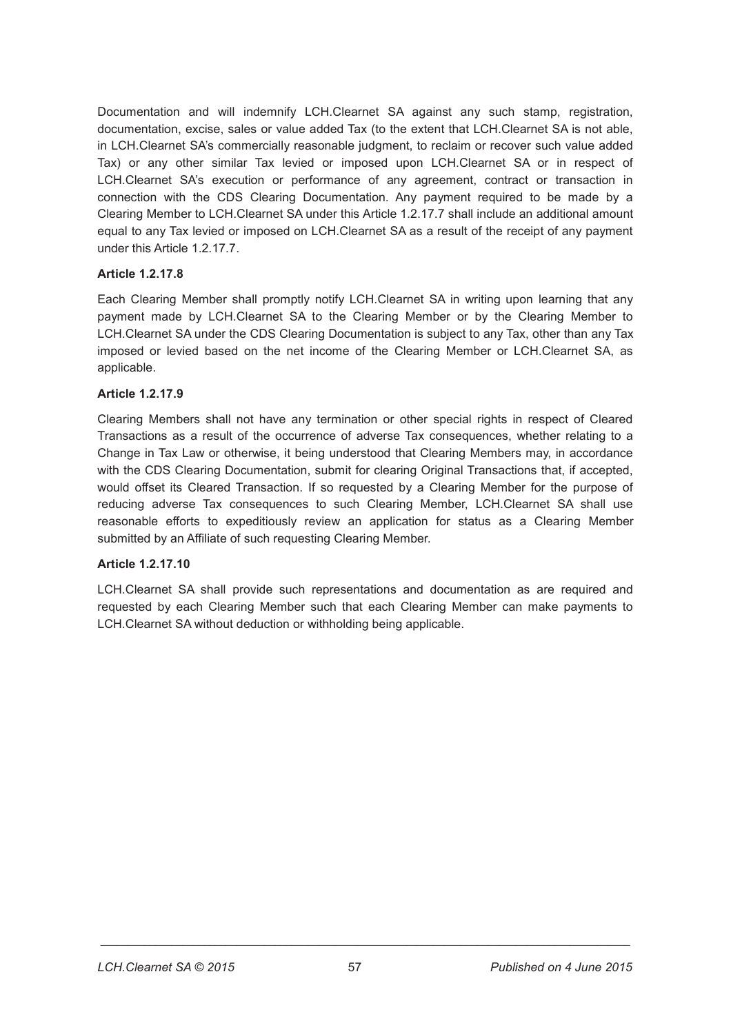Documentation and will indemnify LCH.Clearnet SA against any such stamp, registration, documentation, excise, sales or value added Tax (to the extent that LCH.Clearnet SA is not able, in LCH.Clearnet SA's commercially reasonable judgment, to reclaim or recover such value added Tax) or any other similar Tax levied or imposed upon LCH.Clearnet SA or in respect of LCH.Clearnet SA's execution or performance of any agreement, contract or transaction in connection with the CDS Clearing Documentation. Any payment required to be made by a Clearing Member to LCH.Clearnet SA under this Article 1.2.17.7 shall include an additional amount equal to any Tax levied or imposed on LCH.Clearnet SA as a result of the receipt of any payment under this Article 1.2.17.7.

**Article 1.2.17.8**

Each Clearing Member shall promptly notify LCH.Clearnet SA in writing upon learning that any payment made by LCH.Clearnet SA to the Clearing Member or by the Clearing Member to LCH.Clearnet SA under the CDS Clearing Documentation is subject to any Tax, other than any Tax imposed or levied based on the net income of the Clearing Member or LCH.Clearnet SA, as applicable.

**Article 1.2.17.9**

Clearing Members shall not have any termination or other special rights in respect of Cleared Transactions as a result of the occurrence of adverse Tax consequences, whether relating to a Change in Tax Law or otherwise, it being understood that Clearing Members may, in accordance with the CDS Clearing Documentation, submit for clearing Original Transactions that, if accepted, would offset its Cleared Transaction. If so requested by a Clearing Member for the purpose of reducing adverse Tax consequences to such Clearing Member, LCH.Clearnet SA shall use reasonable efforts to expeditiously review an application for status as a Clearing Member submitted by an Affiliate of such requesting Clearing Member.

**Article 1.2.17.10**

LCH.Clearnet SA shall provide such representations and documentation as are required and requested by each Clearing Member such that each Clearing Member can make payments to LCH.Clearnet SA without deduction or withholding being applicable.